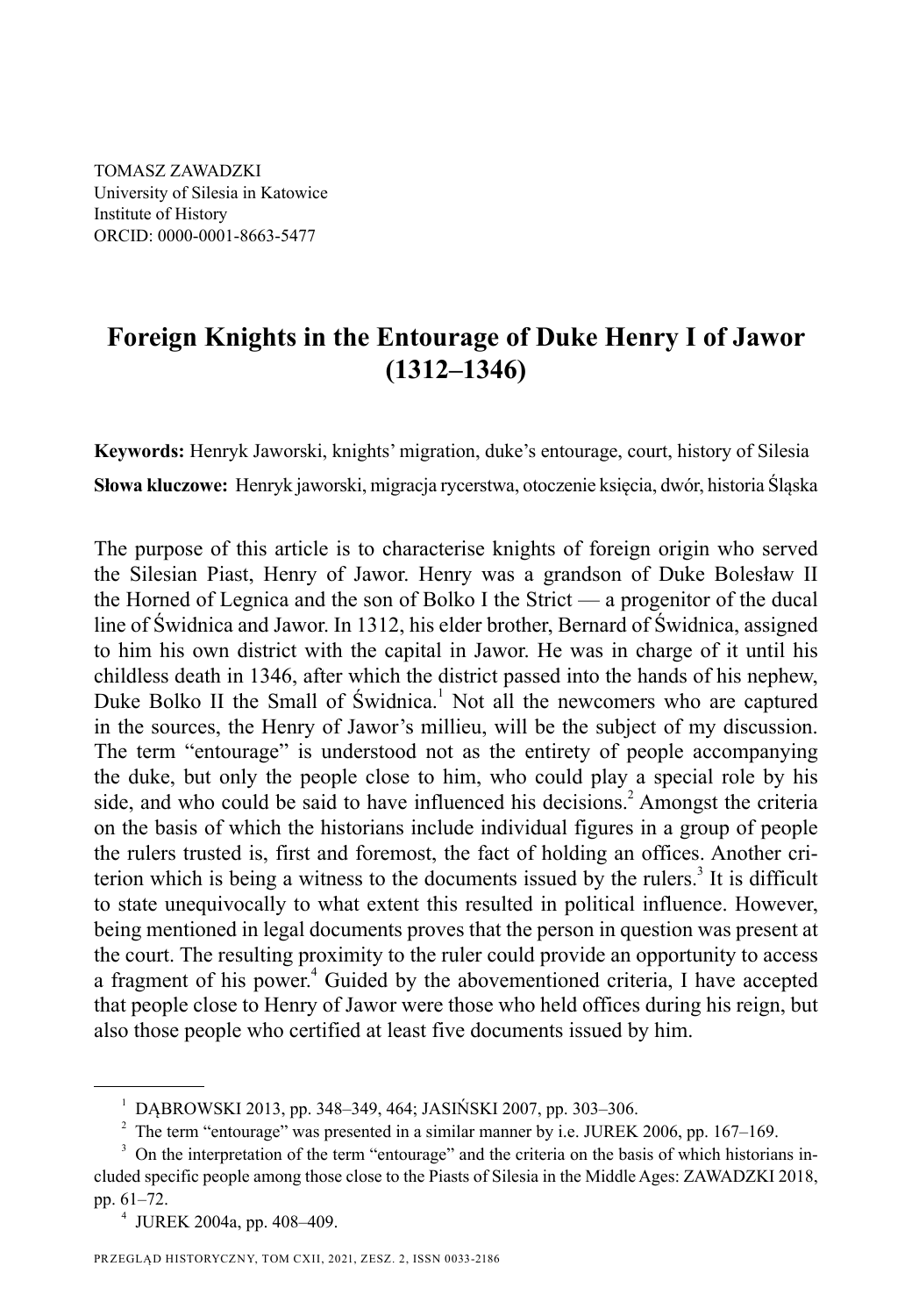TOMASZ ZAWADZKI
University of Silesia in Katowice
Institute of History
ORCID: 0000-0001-8663-5477

# Foreign Knights in the Entourage of Duke Henry I of Jawor (1312–1346)

**Keywords:** Henryk Jaworski, knights' migration, duke's entourage, court, history of Silesia

**Słowa kluczowe:** Henryk jaworski, migracja rycerstwa, otoczenie księcia, dwór, historia Śląska

The purpose of this article is to characterise knights of foreign origin who served the Silesian Piast, Henry of Jawor. Henry was a grandson of Duke Bolesław II the Horned of Legnica and the son of Bolko I the Strict — a progenitor of the ducal line of Świdnica and Jawor. In 1312, his elder brother, Bernard of Świdnica, assigned to him his own district with the capital in Jawor. He was in charge of it until his childless death in 1346, after which the district passed into the hands of his nephew, Duke Bolko II the Small of Świdnica.[1] Not all the newcomers who are captured in the sources, the Henry of Jawor's millieu, will be the subject of my discussion. The term "entourage" is understood not as the entirety of people accompanying the duke, but only the people close to him, who could play a special role by his side, and who could be said to have influenced his decisions.[2] Amongst the criteria on the basis of which the historians include individual figures in a group of people the rulers trusted is, first and foremost, the fact of holding an offices. Another criterion which is being a witness to the documents issued by the rulers.[3] It is difficult to state unequivocally to what extent this resulted in political influence. However, being mentioned in legal documents proves that the person in question was present at the court. The resulting proximity to the ruler could provide an opportunity to access a fragment of his power.[4] Guided by the abovementioned criteria, I have accepted that people close to Henry of Jawor were those who held offices during his reign, but also those people who certified at least five documents issued by him.

---

[1] DĄBROWSKI 2013, pp. 348–349, 464; JASIŃSKI 2007, pp. 303–306.

[2] The term "entourage" was presented in a similar manner by i.e. JUREK 2006, pp. 167–169.

[3] On the interpretation of the term "entourage" and the criteria on the basis of which historians included specific people among those close to the Piasts of Silesia in the Middle Ages: ZAWADZKI 2018, pp. 61–72.

[4] JUREK 2004a, pp. 408–409.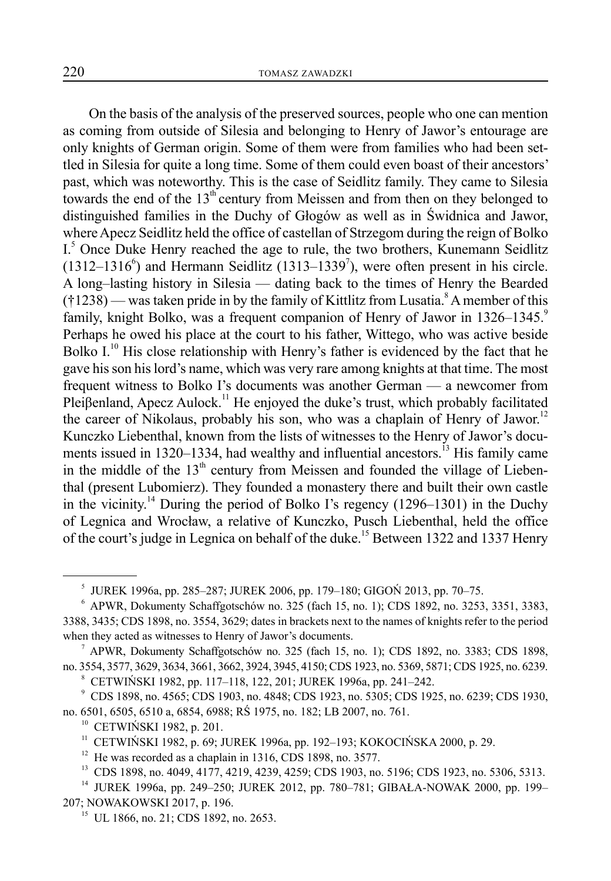On the basis of the analysis of the preserved sources, people who one can mention as coming from outside of Silesia and belonging to Henry of Jawor's entourage are only knights of German origin. Some of them were from families who had been settled in Silesia for quite a long time. Some of them could even boast of their ancestors' past, which was noteworthy. This is the case of Seidlitz family. They came to Silesia towards the end of the 13th century from Meissen and from then on they belonged to distinguished families in the Duchy of Głogów as well as in Świdnica and Jawor, where Apecz Seidlitz held the office of castellan of Strzegom during the reign of Bolko I.[5] Once Duke Henry reached the age to rule, the two brothers, Kunemann Seidlitz (1312–1316[6]) and Hermann Seidlitz (1313–1339[7]), were often present in his circle. A long–lasting history in Silesia — dating back to the times of Henry the Bearded (†1238) — was taken pride in by the family of Kittlitz from Lusatia.[8] A member of this family, knight Bolko, was a frequent companion of Henry of Jawor in 1326–1345.[9] Perhaps he owed his place at the court to his father, Wittego, who was active beside Bolko I.[10] His close relationship with Henry's father is evidenced by the fact that he gave his son his lord's name, which was very rare among knights at that time. The most frequent witness to Bolko I's documents was another German — a newcomer from Pleiβenland, Apecz Aulock.[11] He enjoyed the duke's trust, which probably facilitated the career of Nikolaus, probably his son, who was a chaplain of Henry of Jawor.[12] Kunczko Liebenthal, known from the lists of witnesses to the Henry of Jawor's documents issued in 1320–1334, had wealthy and influential ancestors.[13] His family came in the middle of the 13th century from Meissen and founded the village of Liebenthal (present Lubomierz). They founded a monastery there and built their own castle in the vicinity.[14] During the period of Bolko I's regency (1296–1301) in the Duchy of Legnica and Wrocław, a relative of Kunczko, Pusch Liebenthal, held the office of the court's judge in Legnica on behalf of the duke.[15] Between 1322 and 1337 Henry

---

[5] JUREK 1996a, pp. 285–287; JUREK 2006, pp. 179–180; GIGOŃ 2013, pp. 70–75.

[6] APWR, Dokumenty Schaffgotschów no. 325 (fach 15, no. 1); CDS 1892, no. 3253, 3351, 3383, 3388, 3435; CDS 1898, no. 3554, 3629; dates in brackets next to the names of knights refer to the period when they acted as witnesses to Henry of Jawor's documents.

[7] APWR, Dokumenty Schaffgotschów no. 325 (fach 15, no. 1); CDS 1892, no. 3383; CDS 1898, no. 3554, 3577, 3629, 3634, 3661, 3662, 3924, 3945, 4150; CDS 1923, no. 5369, 5871; CDS 1925, no. 6239.

[8] CETWIŃSKI 1982, pp. 117–118, 122, 201; JUREK 1996a, pp. 241–242.

[9] CDS 1898, no. 4565; CDS 1903, no. 4848; CDS 1923, no. 5305; CDS 1925, no. 6239; CDS 1930, no. 6501, 6505, 6510 a, 6854, 6988; RŚ 1975, no. 182; LB 2007, no. 761.

[10] CETWIŃSKI 1982, p. 201.

[11] CETWIŃSKI 1982, p. 69; JUREK 1996a, pp. 192–193; KOKOCIŃSKA 2000, p. 29.

[12] He was recorded as a chaplain in 1316, CDS 1898, no. 3577.

[13] CDS 1898, no. 4049, 4177, 4219, 4239, 4259; CDS 1903, no. 5196; CDS 1923, no. 5306, 5313.

[14] JUREK 1996a, pp. 249–250; JUREK 2012, pp. 780–781; GIBAŁA-NOWAK 2000, pp. 199–207; NOWAKOWSKI 2017, p. 196.

[15] UL 1866, no. 21; CDS 1892, no. 2653.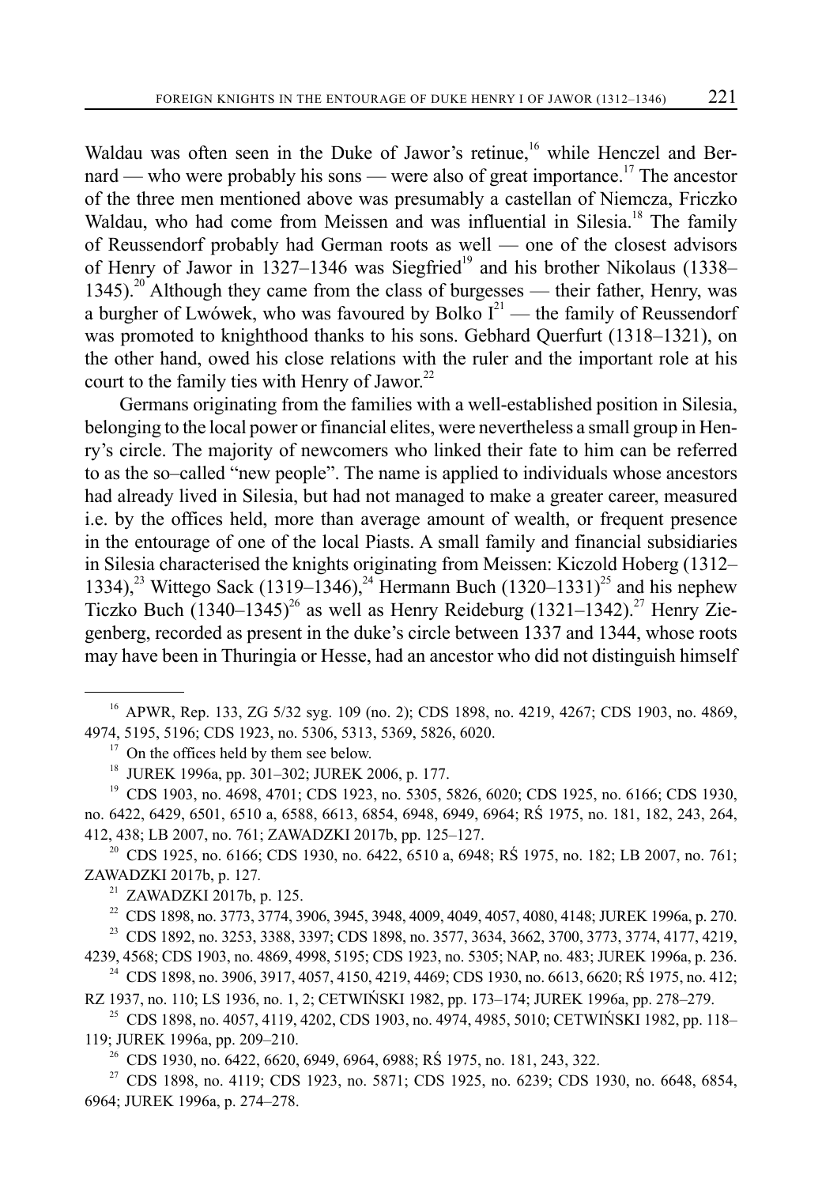Waldau was often seen in the Duke of Jawor's retinue,[16] while Henczel and Bernard — who were probably his sons — were also of great importance.[17] The ancestor of the three men mentioned above was presumably a castellan of Niemcza, Friczko Waldau, who had come from Meissen and was influential in Silesia.[18] The family of Reussendorf probably had German roots as well — one of the closest advisors of Henry of Jawor in 1327–1346 was Siegfried[19] and his brother Nikolaus (1338–1345).[20] Although they came from the class of burgesses — their father, Henry, was a burgher of Lwówek, who was favoured by Bolko I[21] — the family of Reussendorf was promoted to knighthood thanks to his sons. Gebhard Querfurt (1318–1321), on the other hand, owed his close relations with the ruler and the important role at his court to the family ties with Henry of Jawor.[22]

Germans originating from the families with a well-established position in Silesia, belonging to the local power or financial elites, were nevertheless a small group in Henry's circle. The majority of newcomers who linked their fate to him can be referred to as the so–called "new people". The name is applied to individuals whose ancestors had already lived in Silesia, but had not managed to make a greater career, measured i.e. by the offices held, more than average amount of wealth, or frequent presence in the entourage of one of the local Piasts. A small family and financial subsidiaries in Silesia characterised the knights originating from Meissen: Kiczold Hoberg (1312–1334),[23] Wittego Sack (1319–1346),[24] Hermann Buch (1320–1331)[25] and his nephew Ticzko Buch (1340–1345)[26] as well as Henry Reideburg (1321–1342).[27] Henry Ziegenberg, recorded as present in the duke's circle between 1337 and 1344, whose roots may have been in Thuringia or Hesse, had an ancestor who did not distinguish himself

---

[16] APWR, Rep. 133, ZG 5/32 syg. 109 (no. 2); CDS 1898, no. 4219, 4267; CDS 1903, no. 4869, 4974, 5195, 5196; CDS 1923, no. 5306, 5313, 5369, 5826, 6020.

[17] On the offices held by them see below.

[18] JUREK 1996a, pp. 301–302; JUREK 2006, p. 177.

[19] CDS 1903, no. 4698, 4701; CDS 1923, no. 5305, 5826, 6020; CDS 1925, no. 6166; CDS 1930, no. 6422, 6429, 6501, 6510 a, 6588, 6613, 6854, 6948, 6949, 6964; RŚ 1975, no. 181, 182, 243, 264, 412, 438; LB 2007, no. 761; ZAWADZKI 2017b, pp. 125–127.

[20] CDS 1925, no. 6166; CDS 1930, no. 6422, 6510 a, 6948; RŚ 1975, no. 182; LB 2007, no. 761; ZAWADZKI 2017b, p. 127.

[21] ZAWADZKI 2017b, p. 125.

[22] CDS 1898, no. 3773, 3774, 3906, 3945, 3948, 4009, 4049, 4057, 4080, 4148; JUREK 1996a, p. 270.

[23] CDS 1892, no. 3253, 3388, 3397; CDS 1898, no. 3577, 3634, 3662, 3700, 3773, 3774, 4177, 4219, 4239, 4568; CDS 1903, no. 4869, 4998, 5195; CDS 1923, no. 5305; NAP, no. 483; JUREK 1996a, p. 236.

[24] CDS 1898, no. 3906, 3917, 4057, 4150, 4219, 4469; CDS 1930, no. 6613, 6620; RŚ 1975, no. 412; RZ 1937, no. 110; LS 1936, no. 1, 2; CETWIŃSKI 1982, pp. 173–174; JUREK 1996a, pp. 278–279.

[25] CDS 1898, no. 4057, 4119, 4202, CDS 1903, no. 4974, 4985, 5010; CETWIŃSKI 1982, pp. 118–119; JUREK 1996a, pp. 209–210.

[26] CDS 1930, no. 6422, 6620, 6949, 6964, 6988; RŚ 1975, no. 181, 243, 322.

[27] CDS 1898, no. 4119; CDS 1923, no. 5871; CDS 1925, no. 6239; CDS 1930, no. 6648, 6854, 6964; JUREK 1996a, p. 274–278.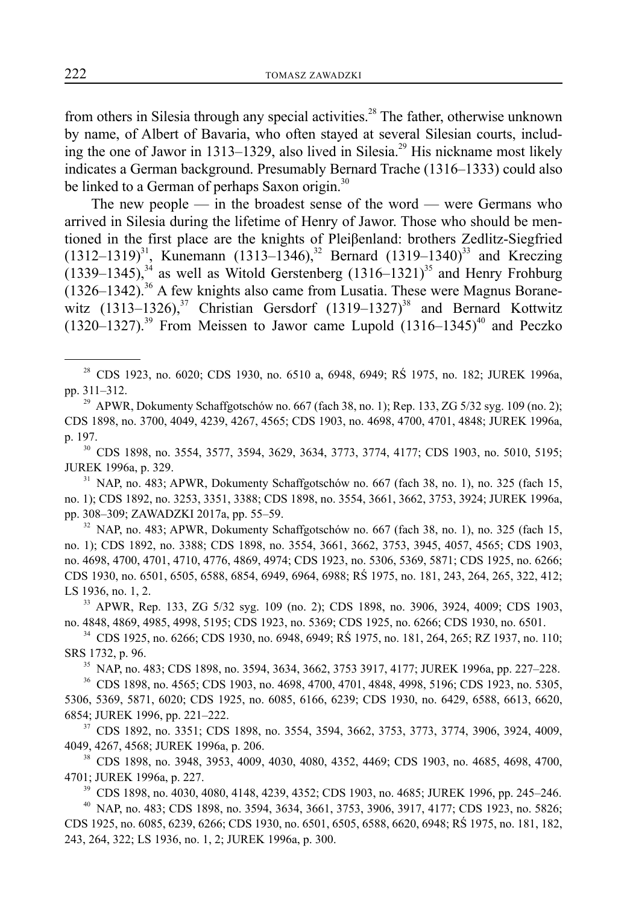from others in Silesia through any special activities.[28] The father, otherwise unknown by name, of Albert of Bavaria, who often stayed at several Silesian courts, including the one of Jawor in 1313–1329, also lived in Silesia.[29] His nickname most likely indicates a German background. Presumably Bernard Trache (1316–1333) could also be linked to a German of perhaps Saxon origin.[30]

The new people — in the broadest sense of the word — were Germans who arrived in Silesia during the lifetime of Henry of Jawor. Those who should be mentioned in the first place are the knights of Pleiβenland: brothers Zedlitz-Siegfried (1312–1319)[31], Kunemann (1313–1346),[32] Bernard (1319–1340)[33] and Kreczing (1339–1345),[34] as well as Witold Gerstenberg (1316–1321)[35] and Henry Frohburg (1326–1342).[36] A few knights also came from Lusatia. These were Magnus Boranewitz (1313–1326),[37] Christian Gersdorf (1319–1327)[38] and Bernard Kottwitz (1320–1327).[39] From Meissen to Jawor came Lupold (1316–1345)[40] and Peczko

---

[28] CDS 1923, no. 6020; CDS 1930, no. 6510 a, 6948, 6949; RŚ 1975, no. 182; JUREK 1996a, pp. 311–312.

[29] APWR, Dokumenty Schaffgotschów no. 667 (fach 38, no. 1); Rep. 133, ZG 5/32 syg. 109 (no. 2); CDS 1898, no. 3700, 4049, 4239, 4267, 4565; CDS 1903, no. 4698, 4700, 4701, 4848; JUREK 1996a, p. 197.

[30] CDS 1898, no. 3554, 3577, 3594, 3629, 3634, 3773, 3774, 4177; CDS 1903, no. 5010, 5195; JUREK 1996a, p. 329.

[31] NAP, no. 483; APWR, Dokumenty Schaffgotschów no. 667 (fach 38, no. 1), no. 325 (fach 15, no. 1); CDS 1892, no. 3253, 3351, 3388; CDS 1898, no. 3554, 3661, 3662, 3753, 3924; JUREK 1996a, pp. 308–309; ZAWADZKI 2017a, pp. 55–59.

[32] NAP, no. 483; APWR, Dokumenty Schaffgotschów no. 667 (fach 38, no. 1), no. 325 (fach 15, no. 1); CDS 1892, no. 3388; CDS 1898, no. 3554, 3661, 3662, 3753, 3945, 4057, 4565; CDS 1903, no. 4698, 4700, 4701, 4710, 4776, 4869, 4974; CDS 1923, no. 5306, 5369, 5871; CDS 1925, no. 6266; CDS 1930, no. 6501, 6505, 6588, 6854, 6949, 6964, 6988; RŚ 1975, no. 181, 243, 264, 265, 322, 412; LS 1936, no. 1, 2.

[33] APWR, Rep. 133, ZG 5/32 syg. 109 (no. 2); CDS 1898, no. 3906, 3924, 4009; CDS 1903, no. 4848, 4869, 4985, 4998, 5195; CDS 1923, no. 5369; CDS 1925, no. 6266; CDS 1930, no. 6501.

[34] CDS 1925, no. 6266; CDS 1930, no. 6948, 6949; RŚ 1975, no. 181, 264, 265; RZ 1937, no. 110; SRS 1732, p. 96.

[35] NAP, no. 483; CDS 1898, no. 3594, 3634, 3662, 3753 3917, 4177; JUREK 1996a, pp. 227–228.

[36] CDS 1898, no. 4565; CDS 1903, no. 4698, 4700, 4701, 4848, 4998, 5196; CDS 1923, no. 5305, 5306, 5369, 5871, 6020; CDS 1925, no. 6085, 6166, 6239; CDS 1930, no. 6429, 6588, 6613, 6620, 6854; JUREK 1996, pp. 221–222.

[37] CDS 1892, no. 3351; CDS 1898, no. 3554, 3594, 3662, 3753, 3773, 3774, 3906, 3924, 4009, 4049, 4267, 4568; JUREK 1996a, p. 206.

[38] CDS 1898, no. 3948, 3953, 4009, 4030, 4080, 4352, 4469; CDS 1903, no. 4685, 4698, 4700, 4701; JUREK 1996a, p. 227.

[39] CDS 1898, no. 4030, 4080, 4148, 4239, 4352; CDS 1903, no. 4685; JUREK 1996, pp. 245–246.

[40] NAP, no. 483; CDS 1898, no. 3594, 3634, 3661, 3753, 3906, 3917, 4177; CDS 1923, no. 5826; CDS 1925, no. 6085, 6239, 6266; CDS 1930, no. 6501, 6505, 6588, 6620, 6948; RŚ 1975, no. 181, 182, 243, 264, 322; LS 1936, no. 1, 2; JUREK 1996a, p. 300.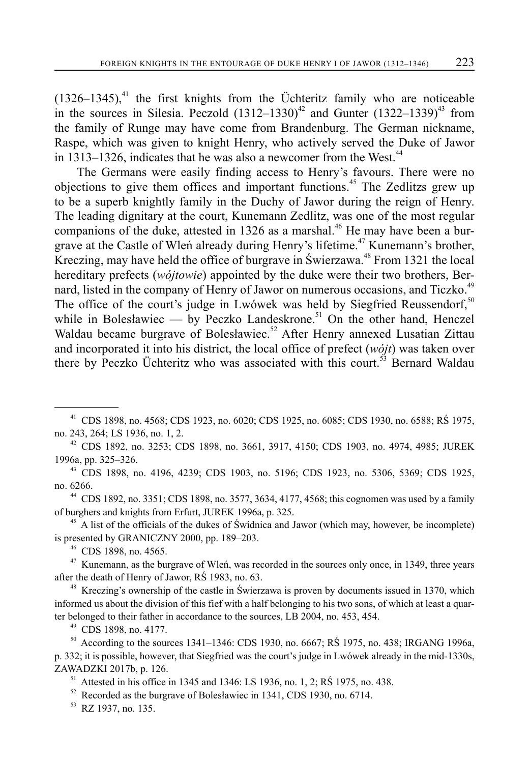(1326–1345),[41] the first knights from the Üchteritz family who are noticeable in the sources in Silesia. Peczold (1312–1330)[42] and Gunter (1322–1339)[43] from the family of Runge may have come from Brandenburg. The German nickname, Raspe, which was given to knight Henry, who actively served the Duke of Jawor in 1313–1326, indicates that he was also a newcomer from the West.[44]

The Germans were easily finding access to Henry's favours. There were no objections to give them offices and important functions.[45] The Zedlitzs grew up to be a superb knightly family in the Duchy of Jawor during the reign of Henry. The leading dignitary at the court, Kunemann Zedlitz, was one of the most regular companions of the duke, attested in 1326 as a marshal.[46] He may have been a burgrave at the Castle of Wleń already during Henry's lifetime.[47] Kunemann's brother, Kreczing, may have held the office of burgrave in Świerzawa.[48] From 1321 the local hereditary prefects (*wójtowie*) appointed by the duke were their two brothers, Bernard, listed in the company of Henry of Jawor on numerous occasions, and Ticzko.[49] The office of the court's judge in Lwówek was held by Siegfried Reussendorf,[50] while in Bolesławiec — by Peczko Landeskrone.[51] On the other hand, Henczel Waldau became burgrave of Bolesławiec.[52] After Henry annexed Lusatian Zittau and incorporated it into his district, the local office of prefect (*wójt*) was taken over there by Peczko Üchteritz who was associated with this court.[53] Bernard Waldau

---

[41] CDS 1898, no. 4568; CDS 1923, no. 6020; CDS 1925, no. 6085; CDS 1930, no. 6588; RŚ 1975, no. 243, 264; LS 1936, no. 1, 2.

[42] CDS 1892, no. 3253; CDS 1898, no. 3661, 3917, 4150; CDS 1903, no. 4974, 4985; JUREK 1996a, pp. 325–326.

[43] CDS 1898, no. 4196, 4239; CDS 1903, no. 5196; CDS 1923, no. 5306, 5369; CDS 1925, no. 6266.

[44] CDS 1892, no. 3351; CDS 1898, no. 3577, 3634, 4177, 4568; this cognomen was used by a family of burghers and knights from Erfurt, JUREK 1996a, p. 325.

[45] A list of the officials of the dukes of Świdnica and Jawor (which may, however, be incomplete) is presented by GRANICZNY 2000, pp. 189–203.

[46] CDS 1898, no. 4565.

[47] Kunemann, as the burgrave of Wleń, was recorded in the sources only once, in 1349, three years after the death of Henry of Jawor, RŚ 1983, no. 63.

[48] Kreczing's ownership of the castle in Świerzawa is proven by documents issued in 1370, which informed us about the division of this fief with a half belonging to his two sons, of which at least a quarter belonged to their father in accordance to the sources, LB 2004, no. 453, 454.

[49] CDS 1898, no. 4177.

[50] According to the sources 1341–1346: CDS 1930, no. 6667; RŚ 1975, no. 438; IRGANG 1996a, p. 332; it is possible, however, that Siegfried was the court's judge in Lwówek already in the mid-1330s, ZAWADZKI 2017b, p. 126.

[51] Attested in his office in 1345 and 1346: LS 1936, no. 1, 2; RŚ 1975, no. 438.

[52] Recorded as the burgrave of Bolesławiec in 1341, CDS 1930, no. 6714.

[53] RZ 1937, no. 135.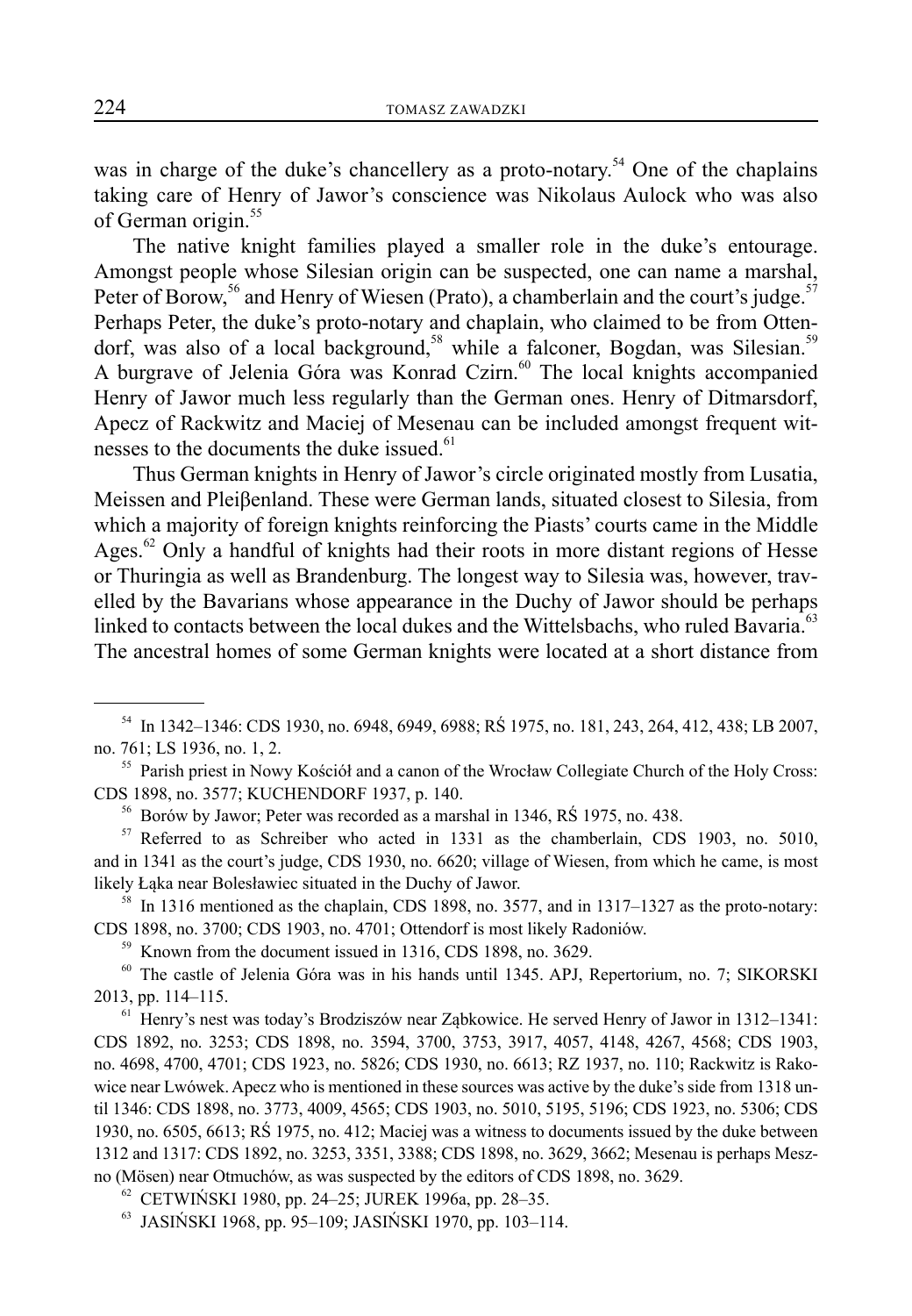was in charge of the duke's chancellery as a proto-notary.[54] One of the chaplains taking care of Henry of Jawor's conscience was Nikolaus Aulock who was also of German origin.[55]

The native knight families played a smaller role in the duke's entourage. Amongst people whose Silesian origin can be suspected, one can name a marshal, Peter of Borow,[56] and Henry of Wiesen (Prato), a chamberlain and the court's judge.[57] Perhaps Peter, the duke's proto-notary and chaplain, who claimed to be from Ottendorf, was also of a local background,[58] while a falconer, Bogdan, was Silesian.[59] A burgrave of Jelenia Góra was Konrad Czirn.[60] The local knights accompanied Henry of Jawor much less regularly than the German ones. Henry of Ditmarsdorf, Apecz of Rackwitz and Maciej of Mesenau can be included amongst frequent witnesses to the documents the duke issued.[61]

Thus German knights in Henry of Jawor's circle originated mostly from Lusatia, Meissen and Pleiβenland. These were German lands, situated closest to Silesia, from which a majority of foreign knights reinforcing the Piasts' courts came in the Middle Ages.[62] Only a handful of knights had their roots in more distant regions of Hesse or Thuringia as well as Brandenburg. The longest way to Silesia was, however, travelled by the Bavarians whose appearance in the Duchy of Jawor should be perhaps linked to contacts between the local dukes and the Wittelsbachs, who ruled Bavaria.[63] The ancestral homes of some German knights were located at a short distance from

---

[54] In 1342–1346: CDS 1930, no. 6948, 6949, 6988; RŚ 1975, no. 181, 243, 264, 412, 438; LB 2007, no. 761; LS 1936, no. 1, 2.

[55] Parish priest in Nowy Kościół and a canon of the Wrocław Collegiate Church of the Holy Cross: CDS 1898, no. 3577; KUCHENDORF 1937, p. 140.

[56] Borów by Jawor; Peter was recorded as a marshal in 1346, RŚ 1975, no. 438.

[57] Referred to as Schreiber who acted in 1331 as the chamberlain, CDS 1903, no. 5010, and in 1341 as the court's judge, CDS 1930, no. 6620; village of Wiesen, from which he came, is most likely Łąka near Bolesławiec situated in the Duchy of Jawor.

[58] In 1316 mentioned as the chaplain, CDS 1898, no. 3577, and in 1317–1327 as the proto-notary: CDS 1898, no. 3700; CDS 1903, no. 4701; Ottendorf is most likely Radoniów.

[59] Known from the document issued in 1316, CDS 1898, no. 3629.

[60] The castle of Jelenia Góra was in his hands until 1345. APJ, Repertorium, no. 7; SIKORSKI 2013, pp. 114–115.

[61] Henry's nest was today's Brodziszów near Ząbkowice. He served Henry of Jawor in 1312–1341: CDS 1892, no. 3253; CDS 1898, no. 3594, 3700, 3753, 3917, 4057, 4148, 4267, 4568; CDS 1903, no. 4698, 4700, 4701; CDS 1923, no. 5826; CDS 1930, no. 6613; RZ 1937, no. 110; Rackwitz is Rakowice near Lwówek. Apecz who is mentioned in these sources was active by the duke's side from 1318 until 1346: CDS 1898, no. 3773, 4009, 4565; CDS 1903, no. 5010, 5195, 5196; CDS 1923, no. 5306; CDS 1930, no. 6505, 6613; RŚ 1975, no. 412; Maciej was a witness to documents issued by the duke between 1312 and 1317: CDS 1892, no. 3253, 3351, 3388; CDS 1898, no. 3629, 3662; Mesenau is perhaps Meszno (Mösen) near Otmuchów, as was suspected by the editors of CDS 1898, no. 3629.

[62] CETWIŃSKI 1980, pp. 24–25; JUREK 1996a, pp. 28–35.

[63] JASIŃSKI 1968, pp. 95–109; JASIŃSKI 1970, pp. 103–114.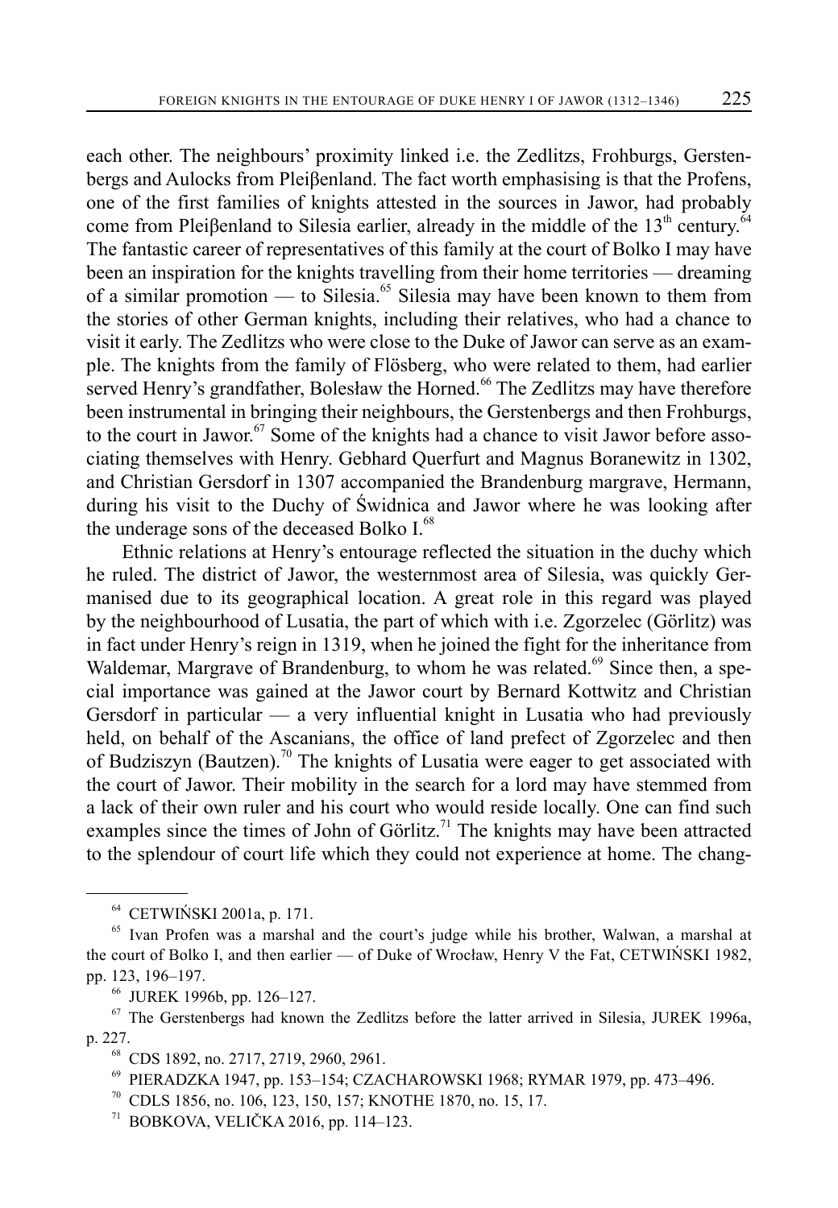each other. The neighbours' proximity linked i.e. the Zedlitzs, Frohburgs, Gerstenbergs and Aulocks from Pleiβenland. The fact worth emphasising is that the Profens, one of the first families of knights attested in the sources in Jawor, had probably come from Pleiβenland to Silesia earlier, already in the middle of the 13th century.[64] The fantastic career of representatives of this family at the court of Bolko I may have been an inspiration for the knights travelling from their home territories — dreaming of a similar promotion — to Silesia.[65] Silesia may have been known to them from the stories of other German knights, including their relatives, who had a chance to visit it early. The Zedlitzs who were close to the Duke of Jawor can serve as an example. The knights from the family of Flösberg, who were related to them, had earlier served Henry's grandfather, Bolesław the Horned.[66] The Zedlitzs may have therefore been instrumental in bringing their neighbours, the Gerstenbergs and then Frohburgs, to the court in Jawor.[67] Some of the knights had a chance to visit Jawor before associating themselves with Henry. Gebhard Querfurt and Magnus Boranewitz in 1302, and Christian Gersdorf in 1307 accompanied the Brandenburg margrave, Hermann, during his visit to the Duchy of Świdnica and Jawor where he was looking after the underage sons of the deceased Bolko I.[68]

Ethnic relations at Henry's entourage reflected the situation in the duchy which he ruled. The district of Jawor, the westernmost area of Silesia, was quickly Germanised due to its geographical location. A great role in this regard was played by the neighbourhood of Lusatia, the part of which with i.e. Zgorzelec (Görlitz) was in fact under Henry's reign in 1319, when he joined the fight for the inheritance from Waldemar, Margrave of Brandenburg, to whom he was related.[69] Since then, a special importance was gained at the Jawor court by Bernard Kottwitz and Christian Gersdorf in particular — a very influential knight in Lusatia who had previously held, on behalf of the Ascanians, the office of land prefect of Zgorzelec and then of Budziszyn (Bautzen).[70] The knights of Lusatia were eager to get associated with the court of Jawor. Their mobility in the search for a lord may have stemmed from a lack of their own ruler and his court who would reside locally. One can find such examples since the times of John of Görlitz.[71] The knights may have been attracted to the splendour of court life which they could not experience at home. The chang-

---

[64] CETWIŃSKI 2001a, p. 171.

[65] Ivan Profen was a marshal and the court's judge while his brother, Walwan, a marshal at the court of Bolko I, and then earlier — of Duke of Wrocław, Henry V the Fat, CETWIŃSKI 1982, pp. 123, 196–197.

[66] JUREK 1996b, pp. 126–127.

[67] The Gerstenbergs had known the Zedlitzs before the latter arrived in Silesia, JUREK 1996a, p. 227.

[68] CDS 1892, no. 2717, 2719, 2960, 2961.

[69] PIERADZKA 1947, pp. 153–154; CZACHAROWSKI 1968; RYMAR 1979, pp. 473–496.

[70] CDLS 1856, no. 106, 123, 150, 157; KNOTHE 1870, no. 15, 17.

[71] BOBKOVA, VELIČKA 2016, pp. 114–123.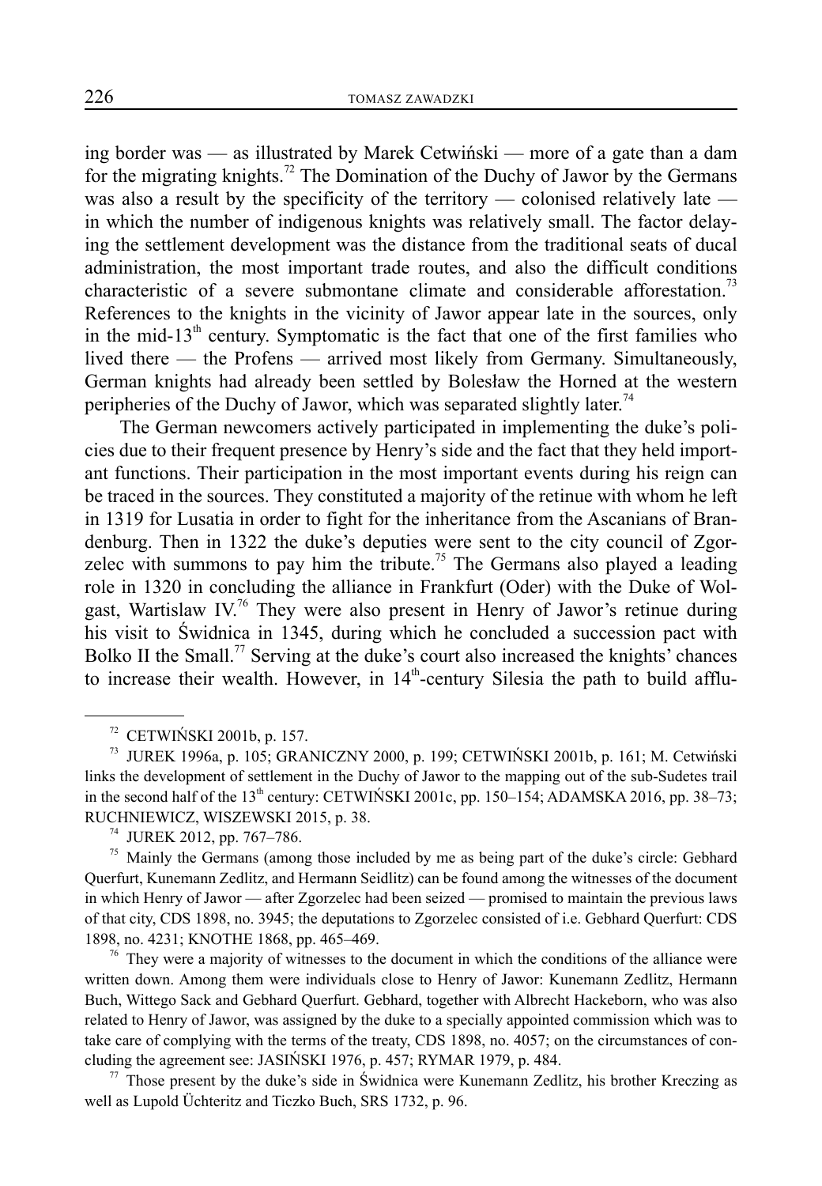ing border was — as illustrated by Marek Cetwiński — more of a gate than a dam for the migrating knights.[72] The Domination of the Duchy of Jawor by the Germans was also a result by the specificity of the territory — colonised relatively late — in which the number of indigenous knights was relatively small. The factor delaying the settlement development was the distance from the traditional seats of ducal administration, the most important trade routes, and also the difficult conditions characteristic of a severe submontane climate and considerable afforestation.[73] References to the knights in the vicinity of Jawor appear late in the sources, only in the mid-13th century. Symptomatic is the fact that one of the first families who lived there — the Profens — arrived most likely from Germany. Simultaneously, German knights had already been settled by Bolesław the Horned at the western peripheries of the Duchy of Jawor, which was separated slightly later.[74]

The German newcomers actively participated in implementing the duke's policies due to their frequent presence by Henry's side and the fact that they held important functions. Their participation in the most important events during his reign can be traced in the sources. They constituted a majority of the retinue with whom he left in 1319 for Lusatia in order to fight for the inheritance from the Ascanians of Brandenburg. Then in 1322 the duke's deputies were sent to the city council of Zgorzelec with summons to pay him the tribute.[75] The Germans also played a leading role in 1320 in concluding the alliance in Frankfurt (Oder) with the Duke of Wolgast, Wartislaw IV.[76] They were also present in Henry of Jawor's retinue during his visit to Świdnica in 1345, during which he concluded a succession pact with Bolko II the Small.[77] Serving at the duke's court also increased the knights' chances to increase their wealth. However, in 14th-century Silesia the path to build afflu-

---

[72] CETWIŃSKI 2001b, p. 157.

[73] JUREK 1996a, p. 105; GRANICZNY 2000, p. 199; CETWIŃSKI 2001b, p. 161; M. Cetwiński links the development of settlement in the Duchy of Jawor to the mapping out of the sub-Sudetes trail in the second half of the 13th century: CETWIŃSKI 2001c, pp. 150–154; ADAMSKA 2016, pp. 38–73; RUCHNIEWICZ, WISZEWSKI 2015, p. 38.

[74] JUREK 2012, pp. 767–786.

[75] Mainly the Germans (among those included by me as being part of the duke's circle: Gebhard Querfurt, Kunemann Zedlitz, and Hermann Seidlitz) can be found among the witnesses of the document in which Henry of Jawor — after Zgorzelec had been seized — promised to maintain the previous laws of that city, CDS 1898, no. 3945; the deputations to Zgorzelec consisted of i.e. Gebhard Querfurt: CDS 1898, no. 4231; KNOTHE 1868, pp. 465–469.

[76] They were a majority of witnesses to the document in which the conditions of the alliance were written down. Among them were individuals close to Henry of Jawor: Kunemann Zedlitz, Hermann Buch, Wittego Sack and Gebhard Querfurt. Gebhard, together with Albrecht Hackeborn, who was also related to Henry of Jawor, was assigned by the duke to a specially appointed commission which was to take care of complying with the terms of the treaty, CDS 1898, no. 4057; on the circumstances of concluding the agreement see: JASIŃSKI 1976, p. 457; RYMAR 1979, p. 484.

[77] Those present by the duke's side in Świdnica were Kunemann Zedlitz, his brother Kreczing as well as Lupold Üchteritz and Ticzko Buch, SRS 1732, p. 96.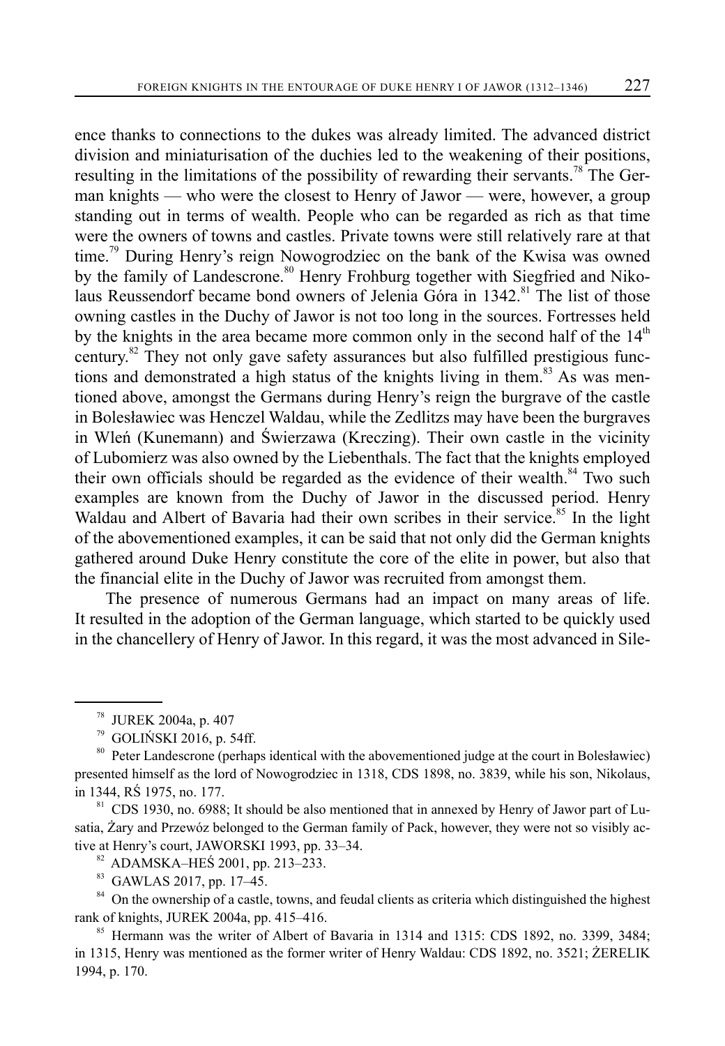ence thanks to connections to the dukes was already limited. The advanced district division and miniaturisation of the duchies led to the weakening of their positions, resulting in the limitations of the possibility of rewarding their servants.[78] The German knights — who were the closest to Henry of Jawor — were, however, a group standing out in terms of wealth. People who can be regarded as rich as that time were the owners of towns and castles. Private towns were still relatively rare at that time.[79] During Henry's reign Nowogrodziec on the bank of the Kwisa was owned by the family of Landescrone.[80] Henry Frohburg together with Siegfried and Nikolaus Reussendorf became bond owners of Jelenia Góra in 1342.[81] The list of those owning castles in the Duchy of Jawor is not too long in the sources. Fortresses held by the knights in the area became more common only in the second half of the 14th century.[82] They not only gave safety assurances but also fulfilled prestigious functions and demonstrated a high status of the knights living in them.[83] As was mentioned above, amongst the Germans during Henry's reign the burgrave of the castle in Bolesławiec was Henczel Waldau, while the Zedlitzs may have been the burgraves in Wleń (Kunemann) and Świerzawa (Kreczing). Their own castle in the vicinity of Lubomierz was also owned by the Liebenthals. The fact that the knights employed their own officials should be regarded as the evidence of their wealth.[84] Two such examples are known from the Duchy of Jawor in the discussed period. Henry Waldau and Albert of Bavaria had their own scribes in their service.[85] In the light of the abovementioned examples, it can be said that not only did the German knights gathered around Duke Henry constitute the core of the elite in power, but also that the financial elite in the Duchy of Jawor was recruited from amongst them.

The presence of numerous Germans had an impact on many areas of life. It resulted in the adoption of the German language, which started to be quickly used in the chancellery of Henry of Jawor. In this regard, it was the most advanced in Sile-

---

[78] JUREK 2004a, p. 407

[79] GOLIŃSKI 2016, p. 54ff.

[80] Peter Landescrone (perhaps identical with the abovementioned judge at the court in Bolesławiec) presented himself as the lord of Nowogrodziec in 1318, CDS 1898, no. 3839, while his son, Nikolaus, in 1344, RŚ 1975, no. 177.

[81] CDS 1930, no. 6988; It should be also mentioned that in annexed by Henry of Jawor part of Lusatia, Żary and Przewóz belonged to the German family of Pack, however, they were not so visibly active at Henry's court, JAWORSKI 1993, pp. 33–34.

[82] ADAMSKA–HEŚ 2001, pp. 213–233.

[83] GAWLAS 2017, pp. 17–45.

[84] On the ownership of a castle, towns, and feudal clients as criteria which distinguished the highest rank of knights, JUREK 2004a, pp. 415–416.

[85] Hermann was the writer of Albert of Bavaria in 1314 and 1315: CDS 1892, no. 3399, 3484; in 1315, Henry was mentioned as the former writer of Henry Waldau: CDS 1892, no. 3521; ŻERELIK 1994, p. 170.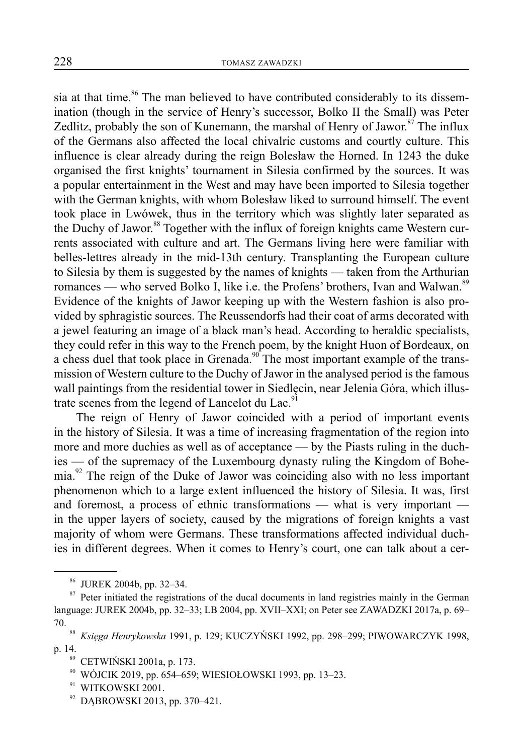sia at that time.[86] The man believed to have contributed considerably to its dissemination (though in the service of Henry's successor, Bolko II the Small) was Peter Zedlitz, probably the son of Kunemann, the marshal of Henry of Jawor.[87] The influx of the Germans also affected the local chivalric customs and courtly culture. This influence is clear already during the reign Bolesław the Horned. In 1243 the duke organised the first knights' tournament in Silesia confirmed by the sources. It was a popular entertainment in the West and may have been imported to Silesia together with the German knights, with whom Bolesław liked to surround himself. The event took place in Lwówek, thus in the territory which was slightly later separated as the Duchy of Jawor.[88] Together with the influx of foreign knights came Western currents associated with culture and art. The Germans living here were familiar with belles-lettres already in the mid-13th century. Transplanting the European culture to Silesia by them is suggested by the names of knights — taken from the Arthurian romances — who served Bolko I, like i.e. the Profens' brothers, Ivan and Walwan.[89] Evidence of the knights of Jawor keeping up with the Western fashion is also provided by sphragistic sources. The Reussendorfs had their coat of arms decorated with a jewel featuring an image of a black man's head. According to heraldic specialists, they could refer in this way to the French poem, by the knight Huon of Bordeaux, on a chess duel that took place in Grenada.[90] The most important example of the transmission of Western culture to the Duchy of Jawor in the analysed period is the famous wall paintings from the residential tower in Siedlęcin, near Jelenia Góra, which illustrate scenes from the legend of Lancelot du Lac.[91]

The reign of Henry of Jawor coincided with a period of important events in the history of Silesia. It was a time of increasing fragmentation of the region into more and more duchies as well as of acceptance — by the Piasts ruling in the duchies — of the supremacy of the Luxembourg dynasty ruling the Kingdom of Bohemia.[92] The reign of the Duke of Jawor was coinciding also with no less important phenomenon which to a large extent influenced the history of Silesia. It was, first and foremost, a process of ethnic transformations — what is very important — in the upper layers of society, caused by the migrations of foreign knights a vast majority of whom were Germans. These transformations affected individual duchies in different degrees. When it comes to Henry's court, one can talk about a cer-

---

[86] JUREK 2004b, pp. 32–34.

[87] Peter initiated the registrations of the ducal documents in land registries mainly in the German language: JUREK 2004b, pp. 32–33; LB 2004, pp. XVII–XXI; on Peter see ZAWADZKI 2017a, p. 69–70.

[88] *Księga Henrykowska* 1991, p. 129; KUCZYŃSKI 1992, pp. 298–299; PIWOWARCZYK 1998, p. 14.

[89] CETWIŃSKI 2001a, p. 173.

[90] WÓJCIK 2019, pp. 654–659; WIESIOŁOWSKI 1993, pp. 13–23.

[91] WITKOWSKI 2001.

[92] DĄBROWSKI 2013, pp. 370–421.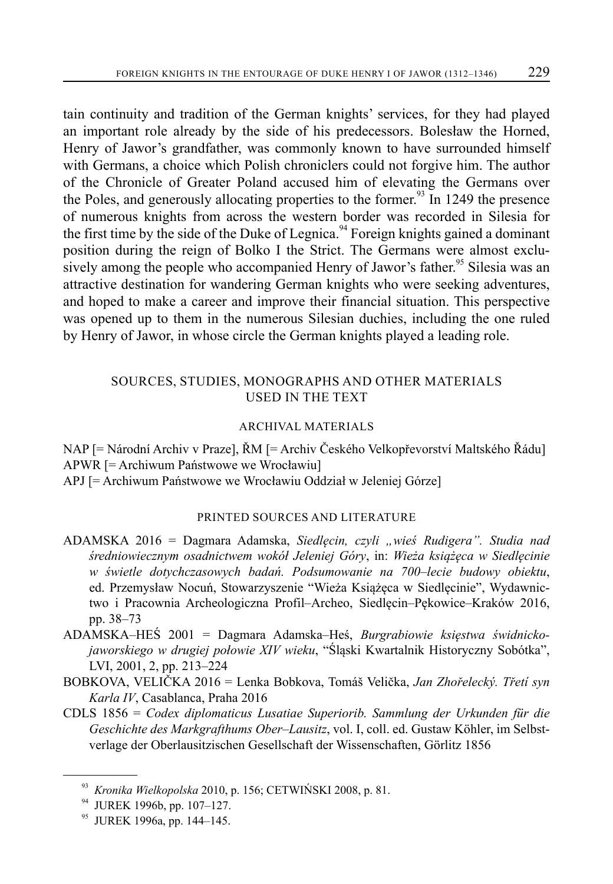tain continuity and tradition of the German knights' services, for they had played an important role already by the side of his predecessors. Bolesław the Horned, Henry of Jawor's grandfather, was commonly known to have surrounded himself with Germans, a choice which Polish chroniclers could not forgive him. The author of the Chronicle of Greater Poland accused him of elevating the Germans over the Poles, and generously allocating properties to the former.[93] In 1249 the presence of numerous knights from across the western border was recorded in Silesia for the first time by the side of the Duke of Legnica.[94] Foreign knights gained a dominant position during the reign of Bolko I the Strict. The Germans were almost exclusively among the people who accompanied Henry of Jawor's father.[95] Silesia was an attractive destination for wandering German knights who were seeking adventures, and hoped to make a career and improve their financial situation. This perspective was opened up to them in the numerous Silesian duchies, including the one ruled by Henry of Jawor, in whose circle the German knights played a leading role.

## SOURCES, STUDIES, MONOGRAPHS AND OTHER MATERIALS USED IN THE TEXT

### ARCHIVAL MATERIALS

NAP [= Národní Archiv v Praze], ŘM [= Archiv Českého Velkopřevorství Maltského Řádu]
APWR [= Archiwum Państwowe we Wrocławiu]
APJ [= Archiwum Państwowe we Wrocławiu Oddział w Jeleniej Górze]

### PRINTED SOURCES AND LITERATURE

ADAMSKA 2016 = Dagmara Adamska, *Siedlęcin, czyli „wieś Rudigera". Studia nad średniowiecznym osadnictwem wokół Jeleniej Góry*, in: *Wieża książęca w Siedlęcinie w świetle dotychczasowych badań. Podsumowanie na 700–lecie budowy obiektu*, ed. Przemysław Nocuń, Stowarzyszenie "Wieża Książęca w Siedlęcinie", Wydawnictwo i Pracownia Archeologiczna Profil–Archeo, Siedlęcin–Pękowice–Kraków 2016, pp. 38–73

ADAMSKA–HEŚ 2001 = Dagmara Adamska–Heś, *Burgrabiowie księstwa świdnicko-jaworskiego w drugiej połowie XIV wieku*, "Śląski Kwartalnik Historyczny Sobótka", LVI, 2001, 2, pp. 213–224

BOBKOVA, VELIČKA 2016 = Lenka Bobkova, Tomáš Velička, *Jan Zhořelecký. Třetí syn Karla IV*, Casablanca, Praha 2016

CDLS 1856 = *Codex diplomaticus Lusatiae Superiorib. Sammlung der Urkunden für die Geschichte des Markgrafthums Ober–Lausitz*, vol. I, coll. ed. Gustaw Köhler, im Selbstverlage der Oberlausitzischen Gesellschaft der Wissenschaften, Görlitz 1856

---

[93] *Kronika Wielkopolska* 2010, p. 156; CETWIŃSKI 2008, p. 81.

[94] JUREK 1996b, pp. 107–127.

[95] JUREK 1996a, pp. 144–145.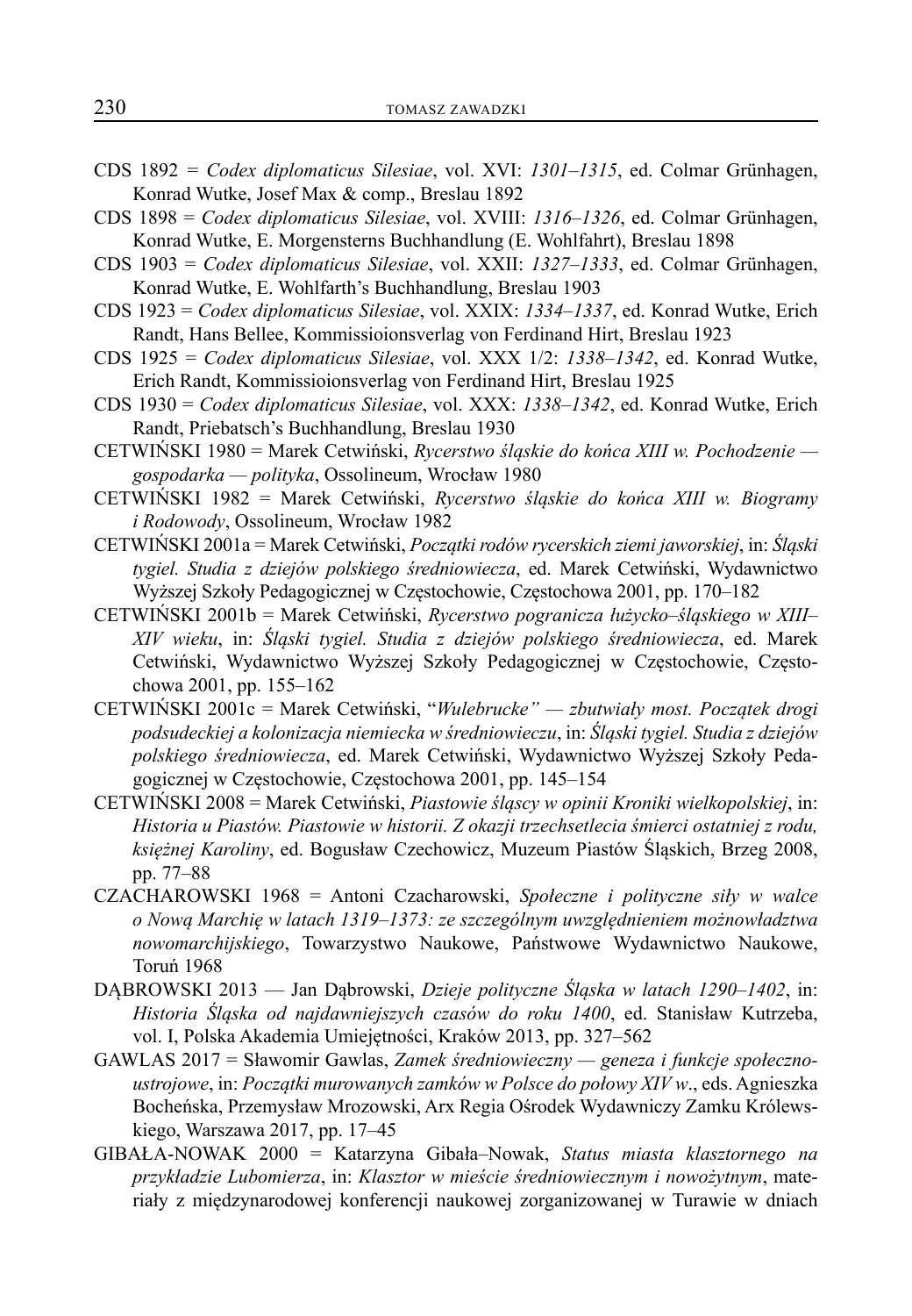CDS 1892 = *Codex diplomaticus Silesiae*, vol. XVI: *1301–1315*, ed. Colmar Grünhagen, Konrad Wutke, Josef Max & comp., Breslau 1892

CDS 1898 = *Codex diplomaticus Silesiae*, vol. XVIII: *1316–1326*, ed. Colmar Grünhagen, Konrad Wutke, E. Morgensterns Buchhandlung (E. Wohlfahrt), Breslau 1898

CDS 1903 = *Codex diplomaticus Silesiae*, vol. XXII: *1327–1333*, ed. Colmar Grünhagen, Konrad Wutke, E. Wohlfarth's Buchhandlung, Breslau 1903

CDS 1923 = *Codex diplomaticus Silesiae*, vol. XXIX: *1334–1337*, ed. Konrad Wutke, Erich Randt, Hans Bellee, Kommissioionsverlag von Ferdinand Hirt, Breslau 1923

CDS 1925 = *Codex diplomaticus Silesiae*, vol. XXX 1/2: *1338–1342*, ed. Konrad Wutke, Erich Randt, Kommissioionsverlag von Ferdinand Hirt, Breslau 1925

CDS 1930 = *Codex diplomaticus Silesiae*, vol. XXX: *1338–1342*, ed. Konrad Wutke, Erich Randt, Priebatsch's Buchhandlung, Breslau 1930

CETWIŃSKI 1980 = Marek Cetwiński, *Rycerstwo śląskie do końca XIII w. Pochodzenie — gospodarka — polityka*, Ossolineum, Wrocław 1980

CETWIŃSKI 1982 = Marek Cetwiński, *Rycerstwo śląskie do końca XIII w. Biogramy i Rodowody*, Ossolineum, Wrocław 1982

CETWIŃSKI 2001a = Marek Cetwiński, *Początki rodów rycerskich ziemi jaworskiej*, in: *Śląski tygiel. Studia z dziejów polskiego średniowiecza*, ed. Marek Cetwiński, Wydawnictwo Wyższej Szkoły Pedagogicznej w Częstochowie, Częstochowa 2001, pp. 170–182

CETWIŃSKI 2001b = Marek Cetwiński, *Rycerstwo pogranicza łużycko–śląskiego w XIII–XIV wieku*, in: *Śląski tygiel. Studia z dziejów polskiego średniowiecza*, ed. Marek Cetwiński, Wydawnictwo Wyższej Szkoły Pedagogicznej w Częstochowie, Częstochowa 2001, pp. 155–162

CETWIŃSKI 2001c = Marek Cetwiński, "*Wulebrucke" — zbutwiały most. Początek drogi podsudeckiej a kolonizacja niemiecka w średniowieczu*, in: *Śląski tygiel. Studia z dziejów polskiego średniowiecza*, ed. Marek Cetwiński, Wydawnictwo Wyższej Szkoły Pedagogicznej w Częstochowie, Częstochowa 2001, pp. 145–154

CETWIŃSKI 2008 = Marek Cetwiński, *Piastowie śląscy w opinii Kroniki wielkopolskiej*, in: *Historia u Piastów. Piastowie w historii. Z okazji trzechsetlecia śmierci ostatniej z rodu, księżnej Karoliny*, ed. Bogusław Czechowicz, Muzeum Piastów Śląskich, Brzeg 2008, pp. 77–88

CZACHAROWSKI 1968 = Antoni Czacharowski, *Społeczne i polityczne siły w walce o Nową Marchię w latach 1319–1373: ze szczególnym uwzględnieniem możnowładztwa nowomarchijskiego*, Towarzystwo Naukowe, Państwowe Wydawnictwo Naukowe, Toruń 1968

DĄBROWSKI 2013 — Jan Dąbrowski, *Dzieje polityczne Śląska w latach 1290–1402*, in: *Historia Śląska od najdawniejszych czasów do roku 1400*, ed. Stanisław Kutrzeba, vol. I, Polska Akademia Umiejętności, Kraków 2013, pp. 327–562

GAWLAS 2017 = Sławomir Gawlas, *Zamek średniowieczny — geneza i funkcje społeczno-ustrojowe*, in: *Początki murowanych zamków w Polsce do połowy XIV w*., eds. Agnieszka Bocheńska, Przemysław Mrozowski, Arx Regia Ośrodek Wydawniczy Zamku Królewskiego, Warszawa 2017, pp. 17–45

GIBAŁA-NOWAK 2000 = Katarzyna Gibała–Nowak, *Status miasta klasztornego na przykładzie Lubomierza*, in: *Klasztor w mieście średniowiecznym i nowożytnym*, materiały z międzynarodowej konferencji naukowej zorganizowanej w Turawie w dniach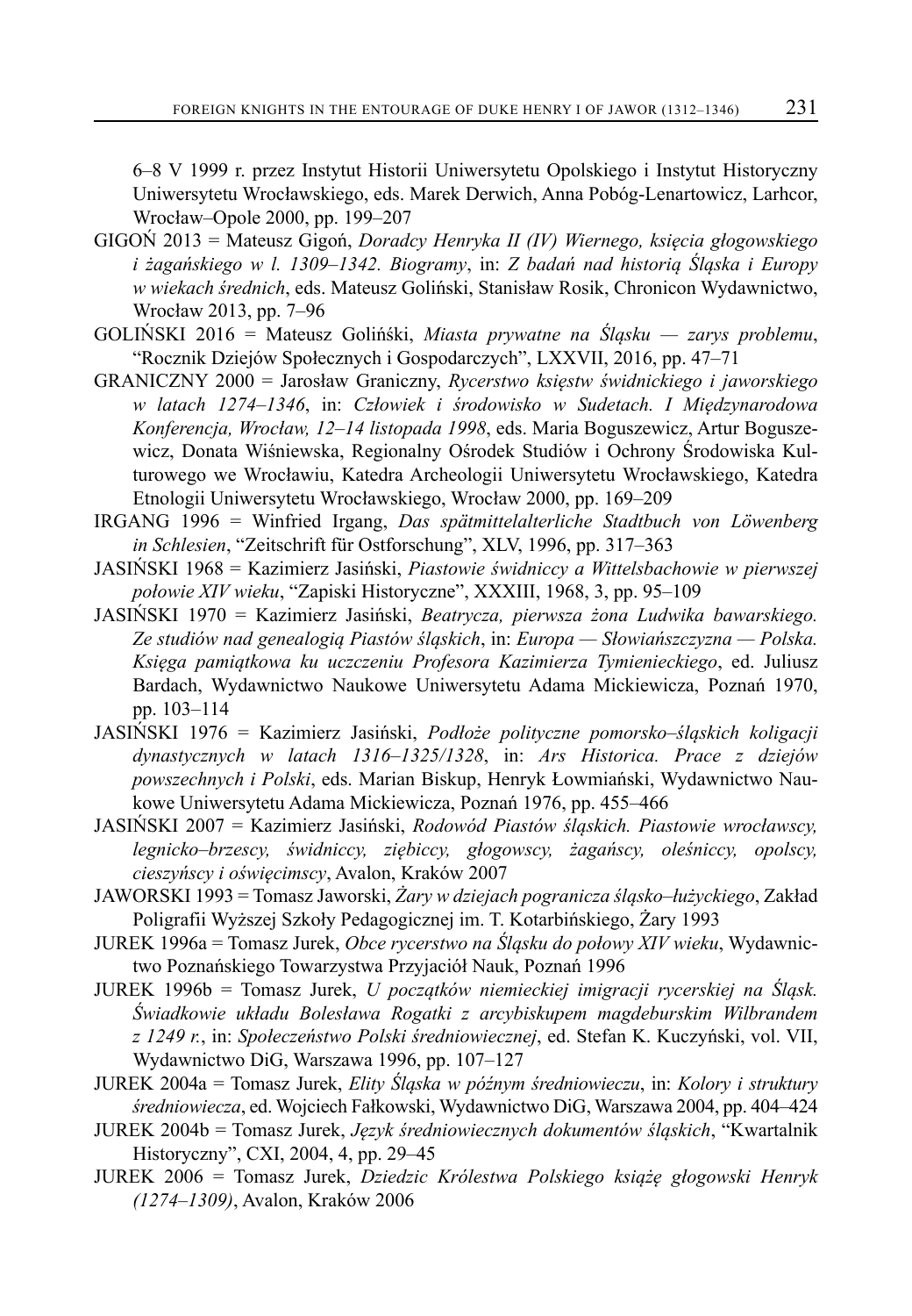6–8 V 1999 r. przez Instytut Historii Uniwersytetu Opolskiego i Instytut Historyczny Uniwersytetu Wrocławskiego, eds. Marek Derwich, Anna Pobóg-Lenartowicz, Larhcor, Wrocław–Opole 2000, pp. 199–207

GIGOŃ 2013 = Mateusz Gigoń, *Doradcy Henryka II (IV) Wiernego, księcia głogowskiego i żagańskiego w l. 1309–1342. Biogramy*, in: *Z badań nad historią Śląska i Europy w wiekach średnich*, eds. Mateusz Goliński, Stanisław Rosik, Chronicon Wydawnictwo, Wrocław 2013, pp. 7–96

GOLIŃSKI 2016 = Mateusz Goliński, *Miasta prywatne na Śląsku — zarys problemu*, "Rocznik Dziejów Społecznych i Gospodarczych", LXXVII, 2016, pp. 47–71

GRANICZNY 2000 = Jarosław Graniczny, *Rycerstwo księstw świdnickiego i jaworskiego w latach 1274–1346*, in: *Człowiek i środowisko w Sudetach. I Międzynarodowa Konferencja, Wrocław, 12–14 listopada 1998*, eds. Maria Boguszewicz, Artur Boguszewicz, Donata Wiśniewska, Regionalny Ośrodek Studiów i Ochrony Środowiska Kulturowego we Wrocławiu, Katedra Archeologii Uniwersytetu Wrocławskiego, Katedra Etnologii Uniwersytetu Wrocławskiego, Wrocław 2000, pp. 169–209

IRGANG 1996 = Winfried Irgang, *Das spätmittelalterliche Stadtbuch von Löwenberg in Schlesien*, "Zeitschrift für Ostforschung", XLV, 1996, pp. 317–363

JASIŃSKI 1968 = Kazimierz Jasiński, *Piastowie świdniccy a Wittelsbachowie w pierwszej połowie XIV wieku*, "Zapiski Historyczne", XXXIII, 1968, 3, pp. 95–109

JASIŃSKI 1970 = Kazimierz Jasiński, *Beatrycza, pierwsza żona Ludwika bawarskiego. Ze studiów nad genealogią Piastów śląskich*, in: *Europa — Słowiańszczyzna — Polska. Księga pamiątkowa ku uczczeniu Profesora Kazimierza Tymienieckiego*, ed. Juliusz Bardach, Wydawnictwo Naukowe Uniwersytetu Adama Mickiewicza, Poznań 1970, pp. 103–114

JASIŃSKI 1976 = Kazimierz Jasiński, *Podłoże polityczne pomorsko–śląskich koligacji dynastycznych w latach 1316–1325/1328*, in: *Ars Historica. Prace z dziejów powszechnych i Polski*, eds. Marian Biskup, Henryk Łowmiański, Wydawnictwo Naukowe Uniwersytetu Adama Mickiewicza, Poznań 1976, pp. 455–466

JASIŃSKI 2007 = Kazimierz Jasiński, *Rodowód Piastów śląskich. Piastowie wrocławscy, legnicko–brzescy, świdniccy, ziębiccy, głogowscy, żagańscy, oleśniccy, opolscy, cieszyńscy i oświęcimscy*, Avalon, Kraków 2007

JAWORSKI 1993 = Tomasz Jaworski, *Żary w dziejach pogranicza śląsko–łużyckiego*, Zakład Poligrafii Wyższej Szkoły Pedagogicznej im. T. Kotarbińskiego, Żary 1993

JUREK 1996a = Tomasz Jurek, *Obce rycerstwo na Śląsku do połowy XIV wieku*, Wydawnictwo Poznańskiego Towarzystwa Przyjaciół Nauk, Poznań 1996

JUREK 1996b = Tomasz Jurek, *U początków niemieckiej imigracji rycerskiej na Śląsk. Świadkowie układu Bolesława Rogatki z arcybiskupem magdeburskim Wilbrandem z 1249 r.*, in: *Społeczeństwo Polski średniowiecznej*, ed. Stefan K. Kuczyński, vol. VII, Wydawnictwo DiG, Warszawa 1996, pp. 107–127

JUREK 2004a = Tomasz Jurek, *Elity Śląska w późnym średniowieczu*, in: *Kolory i struktury średniowiecza*, ed. Wojciech Fałkowski, Wydawnictwo DiG, Warszawa 2004, pp. 404–424

JUREK 2004b = Tomasz Jurek, *Język średniowiecznych dokumentów śląskich*, "Kwartalnik Historyczny", CXI, 2004, 4, pp. 29–45

JUREK 2006 = Tomasz Jurek, *Dziedzic Królestwa Polskiego książę głogowski Henryk (1274–1309)*, Avalon, Kraków 2006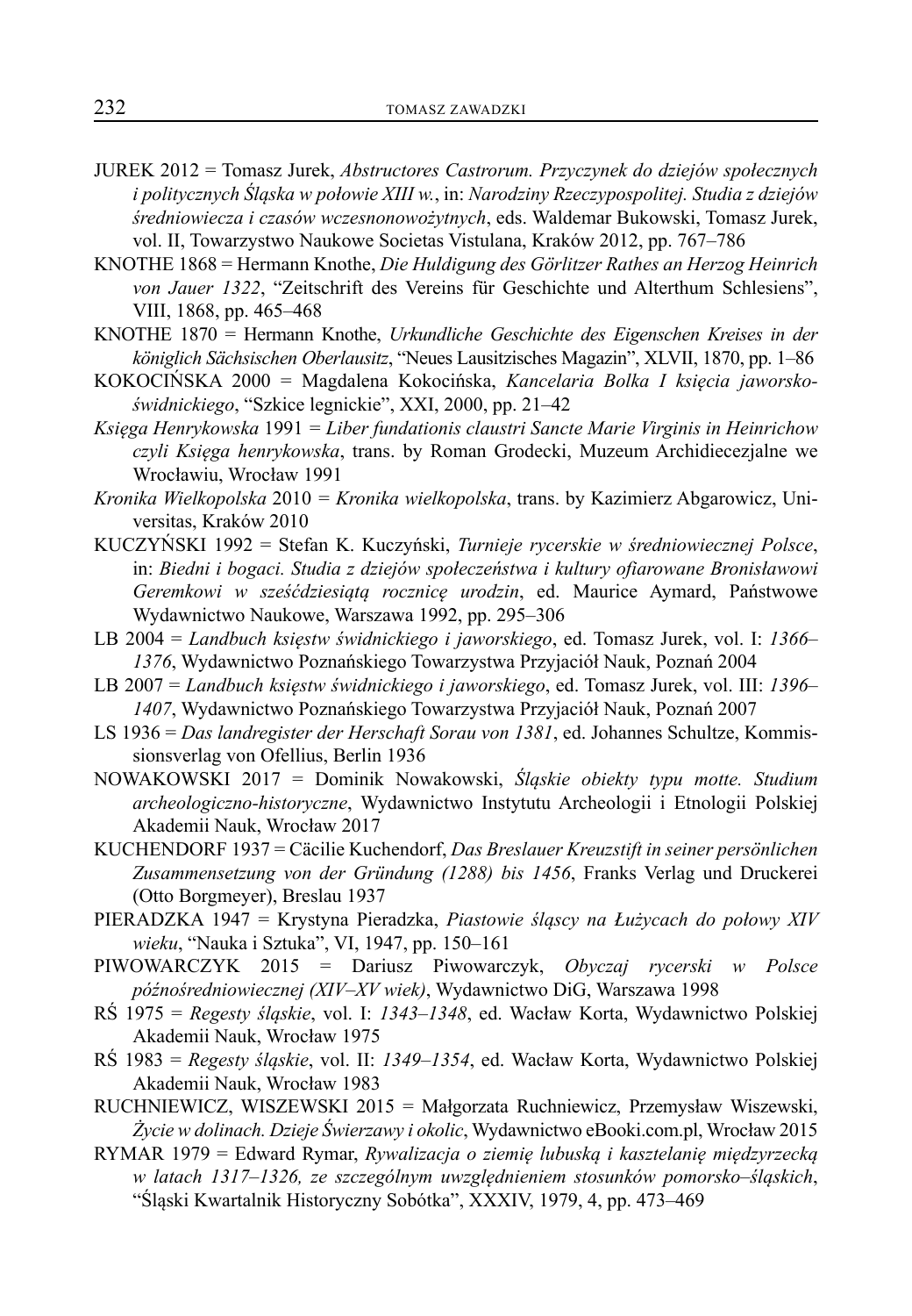JUREK 2012 = Tomasz Jurek, *Abstructores Castrorum. Przyczynek do dziejów społecznych i politycznych Śląska w połowie XIII w.*, in: *Narodziny Rzeczypospolitej. Studia z dziejów średniowiecza i czasów wczesnonowożytnych*, eds. Waldemar Bukowski, Tomasz Jurek, vol. II, Towarzystwo Naukowe Societas Vistulana, Kraków 2012, pp. 767–786

KNOTHE 1868 = Hermann Knothe, *Die Huldigung des Görlitzer Rathes an Herzog Heinrich von Jauer 1322*, "Zeitschrift des Vereins für Geschichte und Alterthum Schlesiens", VIII, 1868, pp. 465–468

KNOTHE 1870 = Hermann Knothe, *Urkundliche Geschichte des Eigenschen Kreises in der königlich Sächsischen Oberlausitz*, "Neues Lausitzisches Magazin", XLVII, 1870, pp. 1–86

KOKOCIŃSKA 2000 = Magdalena Kokocińska, *Kancelaria Bolka I księcia jaworsko-świdnickiego*, "Szkice legnickie", XXI, 2000, pp. 21–42

*Księga Henrykowska* 1991 = *Liber fundationis claustri Sancte Marie Virginis in Heinrichow czyli Księga henrykowska*, trans. by Roman Grodecki, Muzeum Archidiecezjalne we Wrocławiu, Wrocław 1991

*Kronika Wielkopolska* 2010 = *Kronika wielkopolska*, trans. by Kazimierz Abgarowicz, Universitas, Kraków 2010

KUCZYŃSKI 1992 = Stefan K. Kuczyński, *Turnieje rycerskie w średniowiecznej Polsce*, in: *Biedni i bogaci. Studia z dziejów społeczeństwa i kultury ofiarowane Bronisławowi Geremkowi w sześćdziesiątą rocznicę urodzin*, ed. Maurice Aymard, Państwowe Wydawnictwo Naukowe, Warszawa 1992, pp. 295–306

LB 2004 = *Landbuch księstw świdnickiego i jaworskiego*, ed. Tomasz Jurek, vol. I: *1366–1376*, Wydawnictwo Poznańskiego Towarzystwa Przyjaciół Nauk, Poznań 2004

LB 2007 = *Landbuch księstw świdnickiego i jaworskiego*, ed. Tomasz Jurek, vol. III: *1396–1407*, Wydawnictwo Poznańskiego Towarzystwa Przyjaciół Nauk, Poznań 2007

LS 1936 = *Das landregister der Herschaft Sorau von 1381*, ed. Johannes Schultze, Kommissionsverlag von Ofellius, Berlin 1936

NOWAKOWSKI 2017 = Dominik Nowakowski, *Śląskie obiekty typu motte. Studium archeologiczno-historyczne*, Wydawnictwo Instytutu Archeologii i Etnologii Polskiej Akademii Nauk, Wrocław 2017

KUCHENDORF 1937 = Cäcilie Kuchendorf, *Das Breslauer Kreuzstift in seiner persönlichen Zusammensetzung von der Gründung (1288) bis 1456*, Franks Verlag und Druckerei (Otto Borgmeyer), Breslau 1937

PIERADZKA 1947 = Krystyna Pieradzka, *Piastowie śląscy na Łużycach do połowy XIV wieku*, "Nauka i Sztuka", VI, 1947, pp. 150–161

PIWOWARCZYK 2015 = Dariusz Piwowarczyk, *Obyczaj rycerski w Polsce późnośredniowiecznej (XIV–XV wiek)*, Wydawnictwo DiG, Warszawa 1998

RŚ 1975 = *Regesty śląskie*, vol. I: *1343–1348*, ed. Wacław Korta, Wydawnictwo Polskiej Akademii Nauk, Wrocław 1975

RŚ 1983 = *Regesty śląskie*, vol. II: *1349–1354*, ed. Wacław Korta, Wydawnictwo Polskiej Akademii Nauk, Wrocław 1983

RUCHNIEWICZ, WISZEWSKI 2015 = Małgorzata Ruchniewicz, Przemysław Wiszewski, *Życie w dolinach. Dzieje Świerzawy i okolic*, Wydawnictwo eBooki.com.pl, Wrocław 2015

RYMAR 1979 = Edward Rymar, *Rywalizacja o ziemię lubuską i kasztelanię międzyrzecką w latach 1317–1326, ze szczególnym uwzględnieniem stosunków pomorsko–śląskich*, "Śląski Kwartalnik Historyczny Sobótka", XXXIV, 1979, 4, pp. 473–469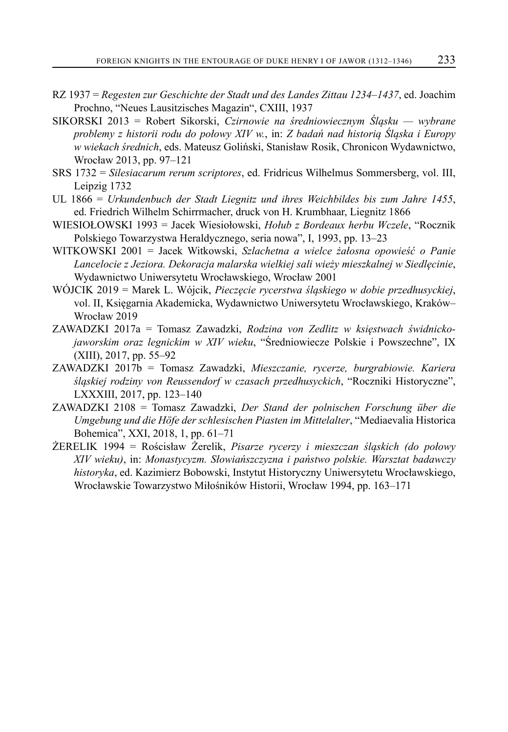RZ 1937 = *Regesten zur Geschichte der Stadt und des Landes Zittau 1234–1437*, ed. Joachim Prochno, "Neues Lausitzisches Magazin", CXIII, 1937

SIKORSKI 2013 = Robert Sikorski, *Czirnowie na średniowiecznym Śląsku — wybrane problemy z historii rodu do połowy XIV w.*, in: *Z badań nad historią Śląska i Europy w wiekach średnich*, eds. Mateusz Goliński, Stanisław Rosik, Chronicon Wydawnictwo, Wrocław 2013, pp. 97–121

SRS 1732 = *Silesiacarum rerum scriptores*, ed. Fridricus Wilhelmus Sommersberg, vol. III, Leipzig 1732

UL 1866 = *Urkundenbuch der Stadt Liegnitz und ihres Weichbildes bis zum Jahre 1455*, ed. Friedrich Wilhelm Schirrmacher, druck von H. Krumbhaar, Liegnitz 1866

WIESIOŁOWSKI 1993 = Jacek Wiesiołowski, *Hołub z Bordeaux herbu Wczele*, "Rocznik Polskiego Towarzystwa Heraldycznego, seria nowa", I, 1993, pp. 13–23

WITKOWSKI 2001 = Jacek Witkowski, *Szlachetna a wielce żałosna opowieść o Panie Lancelocie z Jeziora. Dekoracja malarska wielkiej sali wieży mieszkalnej w Siedlęcinie*, Wydawnictwo Uniwersytetu Wrocławskiego, Wrocław 2001

WÓJCIK 2019 = Marek L. Wójcik, *Pieczęcie rycerstwa śląskiego w dobie przedhusyckiej*, vol. II, Księgarnia Akademicka, Wydawnictwo Uniwersytetu Wrocławskiego, Kraków–Wrocław 2019

ZAWADZKI 2017a = Tomasz Zawadzki, *Rodzina von Zedlitz w księstwach świdnicko-jaworskim oraz legnickim w XIV wieku*, "Średniowiecze Polskie i Powszechne", IX (XIII), 2017, pp. 55–92

ZAWADZKI 2017b = Tomasz Zawadzki, *Mieszczanie, rycerze, burgrabiowie. Kariera śląskiej rodziny von Reussendorf w czasach przedhusyckich*, "Roczniki Historyczne", LXXXIII, 2017, pp. 123–140

ZAWADZKI 2108 = Tomasz Zawadzki, *Der Stand der polnischen Forschung über die Umgebung und die Höfe der schlesischen Piasten im Mittelalter*, "Mediaevalia Historica Bohemica", XXI, 2018, 1, pp. 61–71

ŻERELIK 1994 = Rościsław Żerelik, *Pisarze rycerzy i mieszczan śląskich (do połowy XIV wieku)*, in: *Monastycyzm. Słowiańszczyzna i państwo polskie. Warsztat badawczy historyka*, ed. Kazimierz Bobowski, Instytut Historyczny Uniwersytetu Wrocławskiego, Wrocławskie Towarzystwo Miłośników Historii, Wrocław 1994, pp. 163–171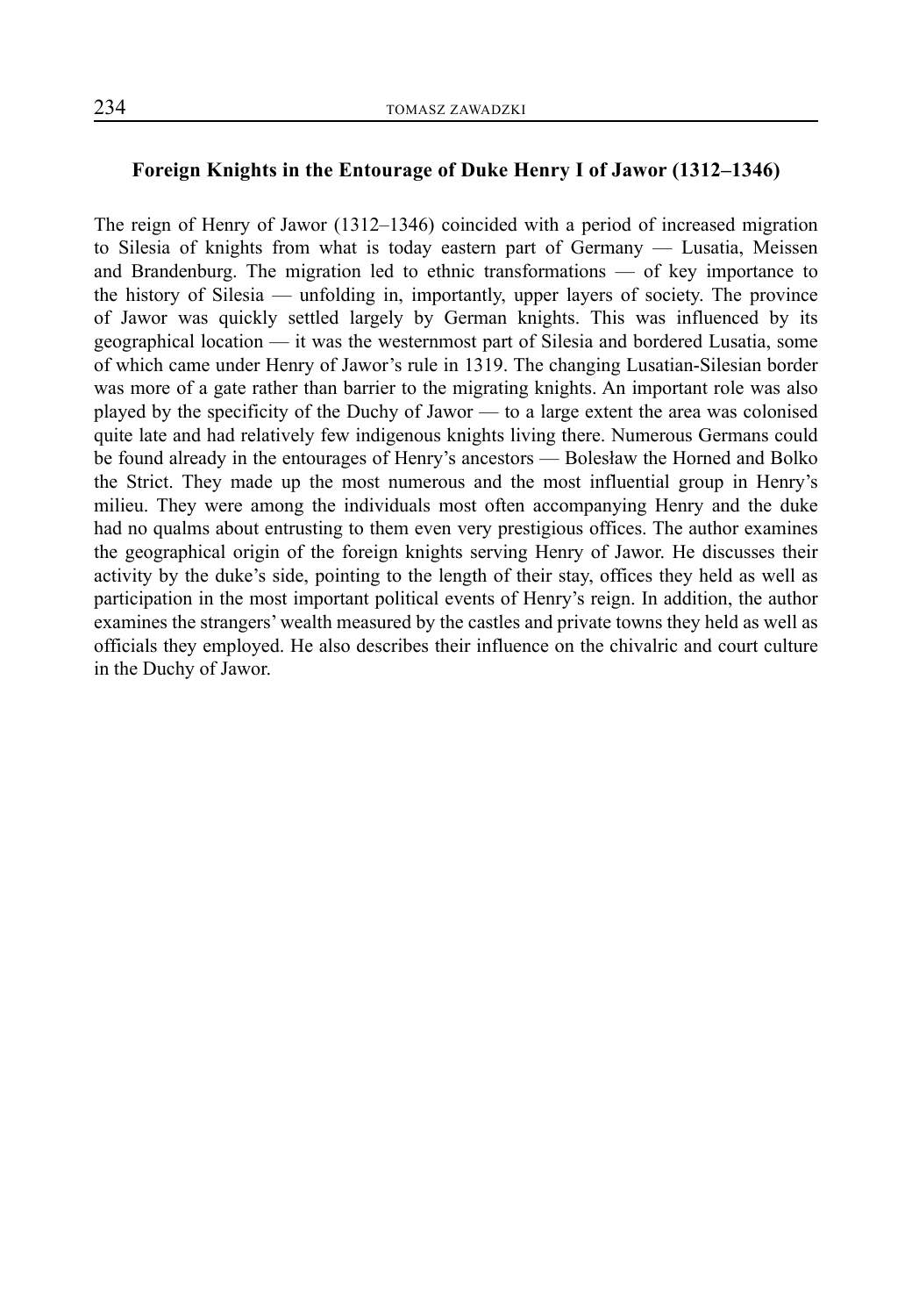## Foreign Knights in the Entourage of Duke Henry I of Jawor (1312–1346)

The reign of Henry of Jawor (1312–1346) coincided with a period of increased migration to Silesia of knights from what is today eastern part of Germany — Lusatia, Meissen and Brandenburg. The migration led to ethnic transformations — of key importance to the history of Silesia — unfolding in, importantly, upper layers of society. The province of Jawor was quickly settled largely by German knights. This was influenced by its geographical location — it was the westernmost part of Silesia and bordered Lusatia, some of which came under Henry of Jawor's rule in 1319. The changing Lusatian-Silesian border was more of a gate rather than barrier to the migrating knights. An important role was also played by the specificity of the Duchy of Jawor — to a large extent the area was colonised quite late and had relatively few indigenous knights living there. Numerous Germans could be found already in the entourages of Henry's ancestors — Bolesław the Horned and Bolko the Strict. They made up the most numerous and the most influential group in Henry's milieu. They were among the individuals most often accompanying Henry and the duke had no qualms about entrusting to them even very prestigious offices. The author examines the geographical origin of the foreign knights serving Henry of Jawor. He discusses their activity by the duke's side, pointing to the length of their stay, offices they held as well as participation in the most important political events of Henry's reign. In addition, the author examines the strangers' wealth measured by the castles and private towns they held as well as officials they employed. He also describes their influence on the chivalric and court culture in the Duchy of Jawor.